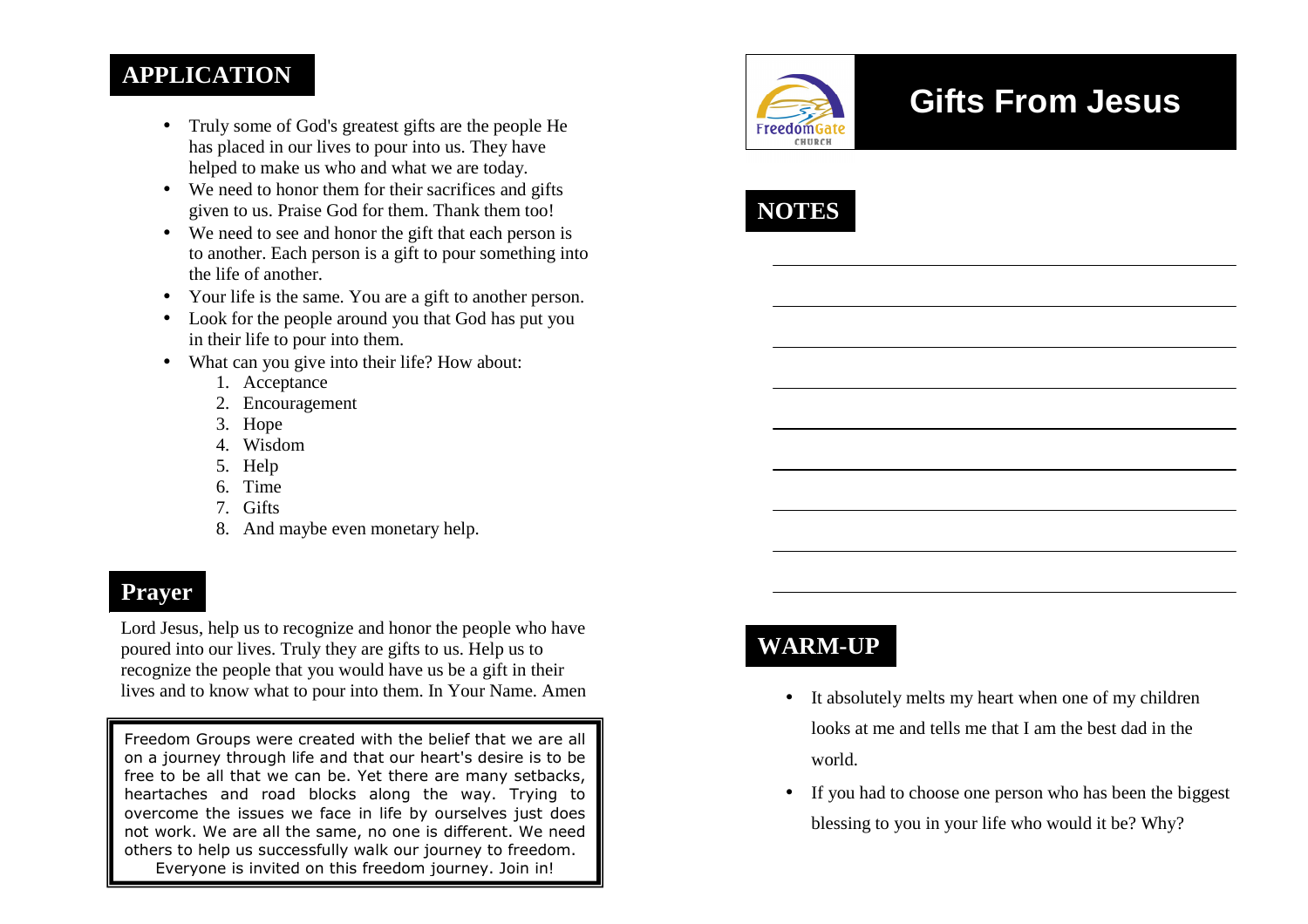# Gifts From Jesus

## NOTES

## WARM-UP

- It absolutely melts my heart when one of my children looks at me and tells me that I am the best dad in the world.
- If you had to choose one person who has been the biggest blessing to you in your life who would it be? Why?

## APPLICATION

- Truly some of God's greatest gifts are the people He has placed in our lives to pour into us. They have helped to make us who and what we are today.
- We need to honor them for their sacrifices and gifts given to us. Praise God for them. Thank them too!
- We need to see and honor the gift that each person is to another. Each person is a gift to pour something into the life of another.
- Your life is the same. You are a gift to another person.
- Look for the people around you that God has put you in their life to pour into them.
- What can you give into their life? How about:
  1. Acceptance
  2. Encouragement
  3. Hope
  4. Wisdom
  5. Help
  6. Time
  7. Gifts
  8. And maybe even monetary help.

## Prayer

Lord Jesus, help us to recognize and honor the people who have poured into our lives. Truly they are gifts to us. Help us to recognize the people that you would have us be a gift in their lives and to know what to pour into them. In Your Name. Amen

Freedom Groups were created with the belief that we are all on a journey through life and that our heart's desire is to be free to be all that we can be. Yet there are many setbacks, heartaches and road blocks along the way. Trying to overcome the issues we face in life by ourselves just does not work. We are all the same, no one is different. We need others to help us successfully walk our journey to freedom. Everyone is invited on this freedom journey. Join in!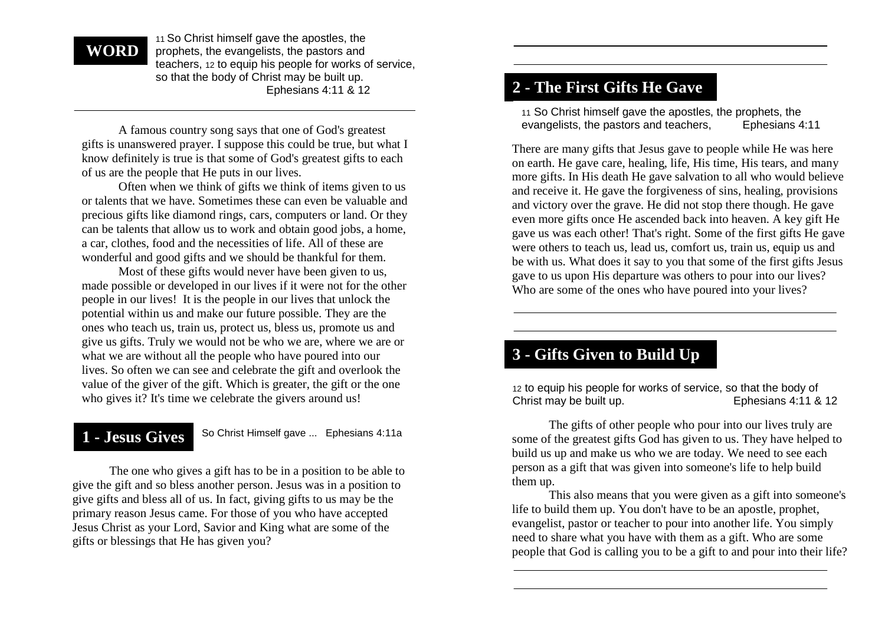## WORD

11 So Christ himself gave the apostles, the prophets, the evangelists, the pastors and teachers, 12 to equip his people for works of service, so that the body of Christ may be built up.
Ephesians 4:11 & 12

A famous country song says that one of God's greatest gifts is unanswered prayer. I suppose this could be true, but what I know definitely is true is that some of God's greatest gifts to each of us are the people that He puts in our lives.

Often when we think of gifts we think of items given to us or talents that we have. Sometimes these can even be valuable and precious gifts like diamond rings, cars, computers or land. Or they can be talents that allow us to work and obtain good jobs, a home, a car, clothes, food and the necessities of life. All of these are wonderful and good gifts and we should be thankful for them.

Most of these gifts would never have been given to us, made possible or developed in our lives if it were not for the other people in our lives! It is the people in our lives that unlock the potential within us and make our future possible. They are the ones who teach us, train us, protect us, bless us, promote us and give us gifts. Truly we would not be who we are, where we are or what we are without all the people who have poured into our lives. So often we can see and celebrate the gift and overlook the value of the giver of the gift. Which is greater, the gift or the one who gives it? It's time we celebrate the givers around us!

## 1 - Jesus Gives

So Christ Himself gave ... Ephesians 4:11a

The one who gives a gift has to be in a position to be able to give the gift and so bless another person. Jesus was in a position to give gifts and bless all of us. In fact, giving gifts to us may be the primary reason Jesus came. For those of you who have accepted Jesus Christ as your Lord, Savior and King what are some of the gifts or blessings that He has given you?

## 2 - The First Gifts He Gave

11 So Christ himself gave the apostles, the prophets, the evangelists, the pastors and teachers, Ephesians 4:11

There are many gifts that Jesus gave to people while He was here on earth. He gave care, healing, life, His time, His tears, and many more gifts. In His death He gave salvation to all who would believe and receive it. He gave the forgiveness of sins, healing, provisions and victory over the grave. He did not stop there though. He gave even more gifts once He ascended back into heaven. A key gift He gave us was each other! That's right. Some of the first gifts He gave were others to teach us, lead us, comfort us, train us, equip us and be with us. What does it say to you that some of the first gifts Jesus gave to us upon His departure was others to pour into our lives? Who are some of the ones who have poured into your lives?

## 3 - Gifts Given to Build Up

12 to equip his people for works of service, so that the body of Christ may be built up. Ephesians 4:11 & 12

The gifts of other people who pour into our lives truly are some of the greatest gifts God has given to us. They have helped to build us up and make us who we are today. We need to see each person as a gift that was given into someone's life to help build them up.

This also means that you were given as a gift into someone's life to build them up. You don't have to be an apostle, prophet, evangelist, pastor or teacher to pour into another life. You simply need to share what you have with them as a gift. Who are some people that God is calling you to be a gift to and pour into their life?